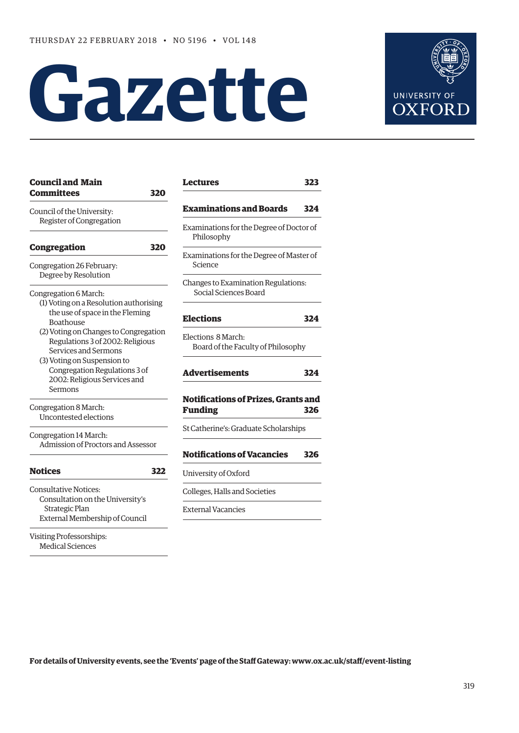THURSDAY 22 FEBRUARY 2018 • NO 5196 • VOL 148

# Gazette

UNIVERSITY OF OXFORD

**Council and Main Committees** **320**

Council of the University:
Register of Congregation

**Congregation** **320**

Congregation 26 February:
Degree by Resolution

Congregation 6 March:
(1) Voting on a Resolution authorising the use of space in the Fleming Boathouse
(2) Voting on Changes to Congregation Regulations 3 of 2002: Religious Services and Sermons
(3) Voting on Suspension to Congregation Regulations 3 of 2002: Religious Services and Sermons

Congregation 8 March:
Uncontested elections

Congregation 14 March:
Admission of Proctors and Assessor

**Notices** **322**

Consultative Notices:
Consultation on the University's Strategic Plan
External Membership of Council

Visiting Professorships:
Medical Sciences

**Lectures** **323**

**Examinations and Boards** **324**

Examinations for the Degree of Doctor of Philosophy

Examinations for the Degree of Master of Science

Changes to Examination Regulations:
Social Sciences Board

**Elections** **324**

Elections 8 March:
Board of the Faculty of Philosophy

**Advertisements** **324**

**Notifications of Prizes, Grants and Funding** **326**

St Catherine's: Graduate Scholarships

**Notifications of Vacancies** **326**

University of Oxford

Colleges, Halls and Societies

External Vacancies

**For details of University events, see the 'Events' page of the Staff Gateway: www.ox.ac.uk/staff/event-listing**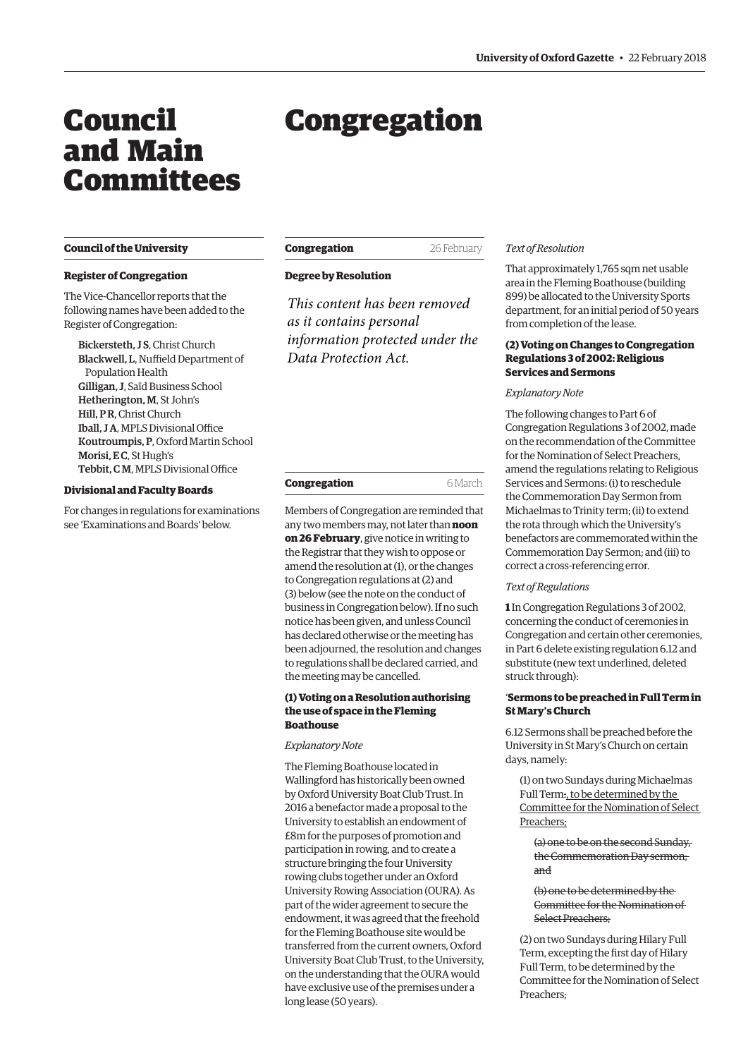# Council and Main Committees

## Council of the University

### Register of Congregation

The Vice-Chancellor reports that the following names have been added to the Register of Congregation:

**Bickersteth, J S**, Christ Church
**Blackwell, L**, Nuffield Department of Population Health
**Gilligan, J**, Saïd Business School
**Hetherington, M**, St John's
**Hill, P R**, Christ Church
**Iball, J A**, MPLS Divisional Office
**Koutroumpis, P**, Oxford Martin School
**Morisi, E C**, St Hugh's
**Tebbit, C M**, MPLS Divisional Office

### Divisional and Faculty Boards

For changes in regulations for examinations see 'Examinations and Boards' below.

# Congregation

## Congregation — 26 February

### Degree by Resolution

*This content has been removed as it contains personal information protected under the Data Protection Act.*

## Congregation — 6 March

Members of Congregation are reminded that any two members may, not later than **noon on 26 February**, give notice in writing to the Registrar that they wish to oppose or amend the resolution at (1), or the changes to Congregation regulations at (2) and (3) below (see the note on the conduct of business in Congregation below). If no such notice has been given, and unless Council has declared otherwise or the meeting has been adjourned, the resolution and changes to regulations shall be declared carried, and the meeting may be cancelled.

### (1) Voting on a Resolution authorising the use of space in the Fleming Boathouse

*Explanatory Note*

The Fleming Boathouse located in Wallingford has historically been owned by Oxford University Boat Club Trust. In 2016 a benefactor made a proposal to the University to establish an endowment of £8m for the purposes of promotion and participation in rowing, and to create a structure bringing the four University rowing clubs together under an Oxford University Rowing Association (OURA). As part of the wider agreement to secure the endowment, it was agreed that the freehold for the Fleming Boathouse site would be transferred from the current owners, Oxford University Boat Club Trust, to the University, on the understanding that the OURA would have exclusive use of the premises under a long lease (50 years).

*Text of Resolution*

That approximately 1,765 sqm net usable area in the Fleming Boathouse (building 899) be allocated to the University Sports department, for an initial period of 50 years from completion of the lease.

### (2) Voting on Changes to Congregation Regulations 3 of 2002: Religious Services and Sermons

*Explanatory Note*

The following changes to Part 6 of Congregation Regulations 3 of 2002, made on the recommendation of the Committee for the Nomination of Select Preachers, amend the regulations relating to Religious Services and Sermons: (i) to reschedule the Commemoration Day Sermon from Michaelmas to Trinity term; (ii) to extend the rota through which the University's benefactors are commemorated within the Commemoration Day Sermon; and (iii) to correct a cross-referencing error.

*Text of Regulations*

**1** In Congregation Regulations 3 of 2002, concerning the conduct of ceremonies in Congregation and certain other ceremonies, in Part 6 delete existing regulation 6.12 and substitute (new text underlined, deleted struck through):

'**Sermons to be preached in Full Term in St Mary's Church**

6.12 Sermons shall be preached before the University in St Mary's Church on certain days, namely:

(1) on two Sundays during Michaelmas Full Term~~:~~<u>, to be determined by the Committee for the Nomination of Select Preachers;</u>

~~(a) one to be on the second Sunday, the Commemoration Day sermon; and~~

~~(b) one to be determined by the Committee for the Nomination of Select Preachers;~~

(2) on two Sundays during Hilary Full Term, excepting the first day of Hilary Full Term, to be determined by the Committee for the Nomination of Select Preachers;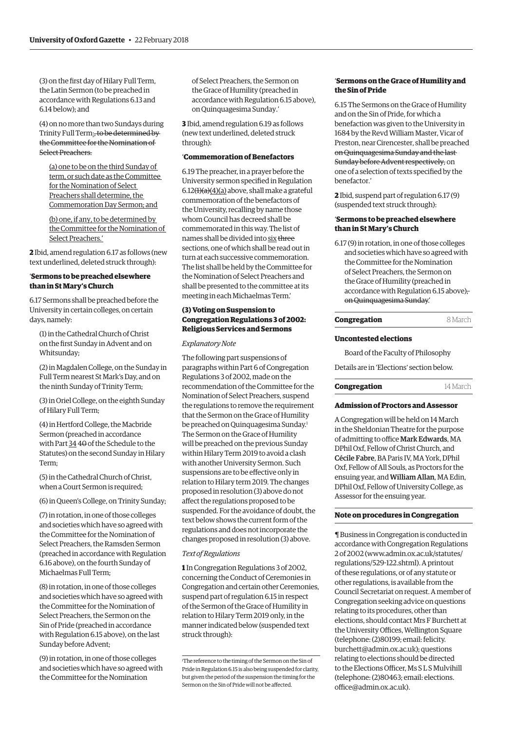(3) on the first day of Hilary Full Term, the Latin Sermon (to be preached in accordance with Regulations 6.13 and 6.14 below); and

(4) on no more than two Sundays during Trinity Full Term<u>:</u>~~, to be determined by the Committee for the Nomination of Select Preachers.~~

<u>(a) one to be on the third Sunday of term, or such date as the Committee for the Nomination of Select Preachers shall determine, the Commemoration Day Sermon; and</u>

<u>(b) one, if any, to be determined by the Committee for the Nomination of Select Preachers.'</u>

**2** Ibid, amend regulation 6.17 as follows (new text underlined, deleted text struck through):

'**Sermons to be preached elsewhere than in St Mary's Church**

6.17 Sermons shall be preached before the University in certain colleges, on certain days, namely:

(1) in the Cathedral Church of Christ on the first Sunday in Advent and on Whitsunday;

(2) in Magdalen College, on the Sunday in Full Term nearest St Mark's Day, and on the ninth Sunday of Trinity Term;

(3) in Oriel College, on the eighth Sunday of Hilary Full Term;

(4) in Hertford College, the Macbride Sermon (preached in accordance with Part <u>34</u> ~~40~~ of the Schedule to the Statutes) on the second Sunday in Hilary Term;

(5) in the Cathedral Church of Christ, when a Court Sermon is required;

(6) in Queen's College, on Trinity Sunday;

(7) in rotation, in one of those colleges and societies which have so agreed with the Committee for the Nomination of Select Preachers, the Ramsden Sermon (preached in accordance with Regulation 6.16 above), on the fourth Sunday of Michaelmas Full Term;

(8) in rotation, in one of those colleges and societies which have so agreed with the Committee for the Nomination of Select Preachers, the Sermon on the Sin of Pride (preached in accordance with Regulation 6.15 above), on the last Sunday before Advent;

(9) in rotation, in one of those colleges and societies which have so agreed with the Committee for the Nomination of Select Preachers, the Sermon on the Grace of Humility (preached in accordance with Regulation 6.15 above), on Quinquagesima Sunday.'

**3** Ibid, amend regulation 6.19 as follows (new text underlined, deleted struck through):

'**Commemoration of Benefactors**

6.19 The preacher, in a prayer before the University sermon specified in Regulation 6.12~~(1)(a)~~<u>(4)(a)</u> above, shall make a grateful commemoration of the benefactors of the University, recalling by name those whom Council has decreed shall be commemorated in this way. The list of names shall be divided into <u>six</u> ~~three~~ sections, one of which shall be read out in turn at each successive commemoration. The list shall be held by the Committee for the Nomination of Select Preachers and shall be presented to the committee at its meeting in each Michaelmas Term.'

### (3) Voting on Suspension to Congregation Regulations 3 of 2002: Religious Services and Sermons

*Explanatory Note*

The following part suspensions of paragraphs within Part 6 of Congregation Regulations 3 of 2002, made on the recommendation of the Committee for the Nomination of Select Preachers, suspend the regulations to remove the requirement that the Sermon on the Grace of Humility be preached on Quinquagesima Sunday.[1] The Sermon on the Grace of Humility will be preached on the previous Sunday within Hilary Term 2019 to avoid a clash with another University Sermon. Such suspensions are to be effective only in relation to Hilary term 2019. The changes proposed in resolution (3) above do not affect the regulations proposed to be suspended. For the avoidance of doubt, the text below shows the current form of the regulations and does not incorporate the changes proposed in resolution (3) above.

*Text of Regulations*

**1** In Congregation Regulations 3 of 2002, concerning the Conduct of Ceremonies in Congregation and certain other Ceremonies, suspend part of regulation 6.15 in respect of the Sermon of the Grace of Humility in relation to Hilary Term 2019 only, in the manner indicated below (suspended text struck through):

'**Sermons on the Grace of Humility and the Sin of Pride**

6.15 The Sermons on the Grace of Humility and on the Sin of Pride, for which a benefaction was given to the University in 1684 by the Revd William Master, Vicar of Preston, near Cirencester, shall be preached ~~on Quinquagesima Sunday and the last Sunday before Advent respectively,~~ on one of a selection of texts specified by the benefactor.'

**2** Ibid, suspend part of regulation 6.17 (9) (suspended text struck through):

'**Sermons to be preached elsewhere than in St Mary's Church**

6.17 (9) in rotation, in one of those colleges and societies which have so agreed with the Committee for the Nomination of Select Preachers, the Sermon on the Grace of Humility (preached in accordance with Regulation 6.15 above)~~, on Quinquagesima Sunday~~.'

[1] The reference to the timing of the Sermon on the Sin of Pride in Regulation 6.15 is also being suspended for clarity, but given the period of the suspension the timing for the Sermon on the Sin of Pride will not be affected.

## Congregation — 8 March

### Uncontested elections

Board of the Faculty of Philosophy

Details are in 'Elections' section below.

## Congregation — 14 March

### Admission of Proctors and Assessor

A Congregation will be held on 14 March in the Sheldonian Theatre for the purpose of admitting to office **Mark Edwards**, MA DPhil Oxf, Fellow of Christ Church, and **Cécile Fabre**, BA Paris IV, MA York, DPhil Oxf, Fellow of All Souls, as Proctors for the ensuing year, and **William Allan**, MA Edin, DPhil Oxf, Fellow of University College, as Assessor for the ensuing year.

### Note on procedures in Congregation

¶ Business in Congregation is conducted in accordance with Congregation Regulations 2 of 2002 (www.admin.ox.ac.uk/statutes/regulations/529-122.shtml). A printout of these regulations, or of any statute or other regulations, is available from the Council Secretariat on request. A member of Congregation seeking advice on questions relating to its procedures, other than elections, should contact Mrs F Burchett at the University Offices, Wellington Square (telephone: (2)80199; email: felicity.burchett@admin.ox.ac.uk); questions relating to elections should be directed to the Elections Officer, Ms S L S Mulvihill (telephone: (2)80463; email: elections.office@admin.ox.ac.uk).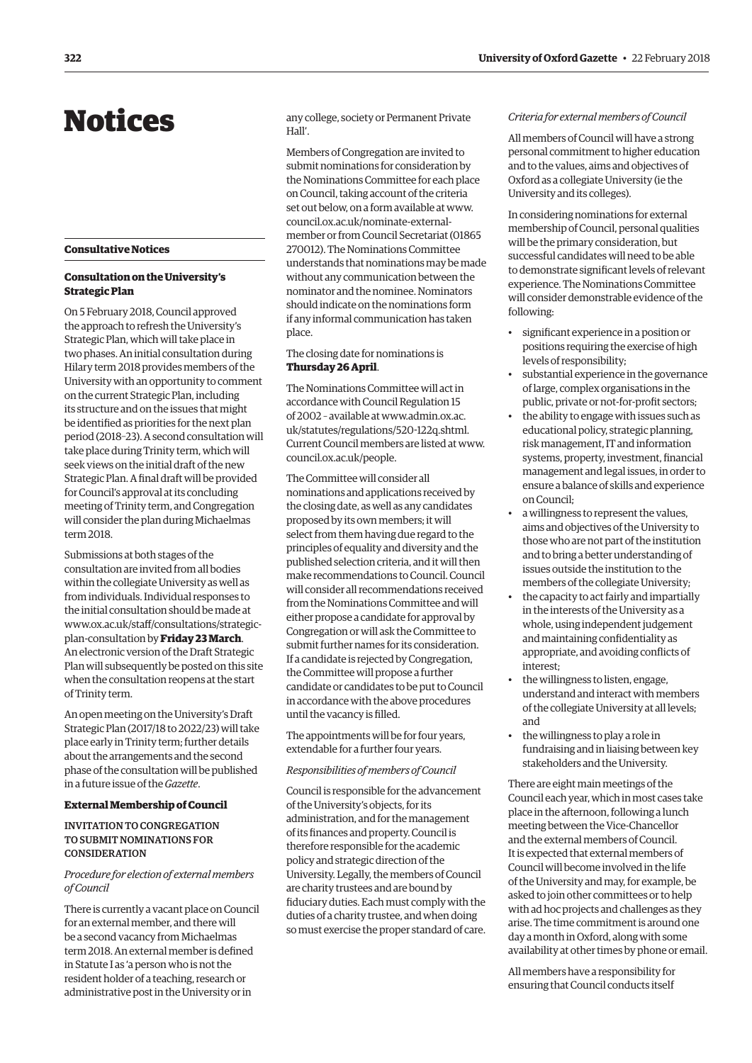# Notices

## Consultative Notices

### Consultation on the University's Strategic Plan

On 5 February 2018, Council approved the approach to refresh the University's Strategic Plan, which will take place in two phases. An initial consultation during Hilary term 2018 provides members of the University with an opportunity to comment on the current Strategic Plan, including its structure and on the issues that might be identified as priorities for the next plan period (2018–23). A second consultation will take place during Trinity term, which will seek views on the initial draft of the new Strategic Plan. A final draft will be provided for Council's approval at its concluding meeting of Trinity term, and Congregation will consider the plan during Michaelmas term 2018.

Submissions at both stages of the consultation are invited from all bodies within the collegiate University as well as from individuals. Individual responses to the initial consultation should be made at www.ox.ac.uk/staff/consultations/strategic-plan-consultation by **Friday 23 March**. An electronic version of the Draft Strategic Plan will subsequently be posted on this site when the consultation reopens at the start of Trinity term.

An open meeting on the University's Draft Strategic Plan (2017/18 to 2022/23) will take place early in Trinity term; further details about the arrangements and the second phase of the consultation will be published in a future issue of the *Gazette*.

### External Membership of Council

INVITATION TO CONGREGATION TO SUBMIT NOMINATIONS FOR CONSIDERATION

*Procedure for election of external members of Council*

There is currently a vacant place on Council for an external member, and there will be a second vacancy from Michaelmas term 2018. An external member is defined in Statute I as 'a person who is not the resident holder of a teaching, research or administrative post in the University or in any college, society or Permanent Private Hall'.

Members of Congregation are invited to submit nominations for consideration by the Nominations Committee for each place on Council, taking account of the criteria set out below, on a form available at www.council.ox.ac.uk/nominate-external-member or from Council Secretariat (01865 270012). The Nominations Committee understands that nominations may be made without any communication between the nominator and the nominee. Nominators should indicate on the nominations form if any informal communication has taken place.

The closing date for nominations is **Thursday 26 April**.

The Nominations Committee will act in accordance with Council Regulation 15 of 2002 – available at www.admin.ox.ac.uk/statutes/regulations/520-122q.shtml. Current Council members are listed at www.council.ox.ac.uk/people.

The Committee will consider all nominations and applications received by the closing date, as well as any candidates proposed by its own members; it will select from them having due regard to the principles of equality and diversity and the published selection criteria, and it will then make recommendations to Council. Council will consider all recommendations received from the Nominations Committee and will either propose a candidate for approval by Congregation or will ask the Committee to submit further names for its consideration. If a candidate is rejected by Congregation, the Committee will propose a further candidate or candidates to be put to Council in accordance with the above procedures until the vacancy is filled.

The appointments will be for four years, extendable for a further four years.

*Responsibilities of members of Council*

Council is responsible for the advancement of the University's objects, for its administration, and for the management of its finances and property. Council is therefore responsible for the academic policy and strategic direction of the University. Legally, the members of Council are charity trustees and are bound by fiduciary duties. Each must comply with the duties of a charity trustee, and when doing so must exercise the proper standard of care.

*Criteria for external members of Council*

All members of Council will have a strong personal commitment to higher education and to the values, aims and objectives of Oxford as a collegiate University (ie the University and its colleges).

In considering nominations for external membership of Council, personal qualities will be the primary consideration, but successful candidates will need to be able to demonstrate significant levels of relevant experience. The Nominations Committee will consider demonstrable evidence of the following:

- significant experience in a position or positions requiring the exercise of high levels of responsibility;
- substantial experience in the governance of large, complex organisations in the public, private or not-for-profit sectors;
- the ability to engage with issues such as educational policy, strategic planning, risk management, IT and information systems, property, investment, financial management and legal issues, in order to ensure a balance of skills and experience on Council;
- a willingness to represent the values, aims and objectives of the University to those who are not part of the institution and to bring a better understanding of issues outside the institution to the members of the collegiate University;
- the capacity to act fairly and impartially in the interests of the University as a whole, using independent judgement and maintaining confidentiality as appropriate, and avoiding conflicts of interest;
- the willingness to listen, engage, understand and interact with members of the collegiate University at all levels; and
- the willingness to play a role in fundraising and in liaising between key stakeholders and the University.

There are eight main meetings of the Council each year, which in most cases take place in the afternoon, following a lunch meeting between the Vice-Chancellor and the external members of Council. It is expected that external members of Council will become involved in the life of the University and may, for example, be asked to join other committees or to help with ad hoc projects and challenges as they arise. The time commitment is around one day a month in Oxford, along with some availability at other times by phone or email.

All members have a responsibility for ensuring that Council conducts itself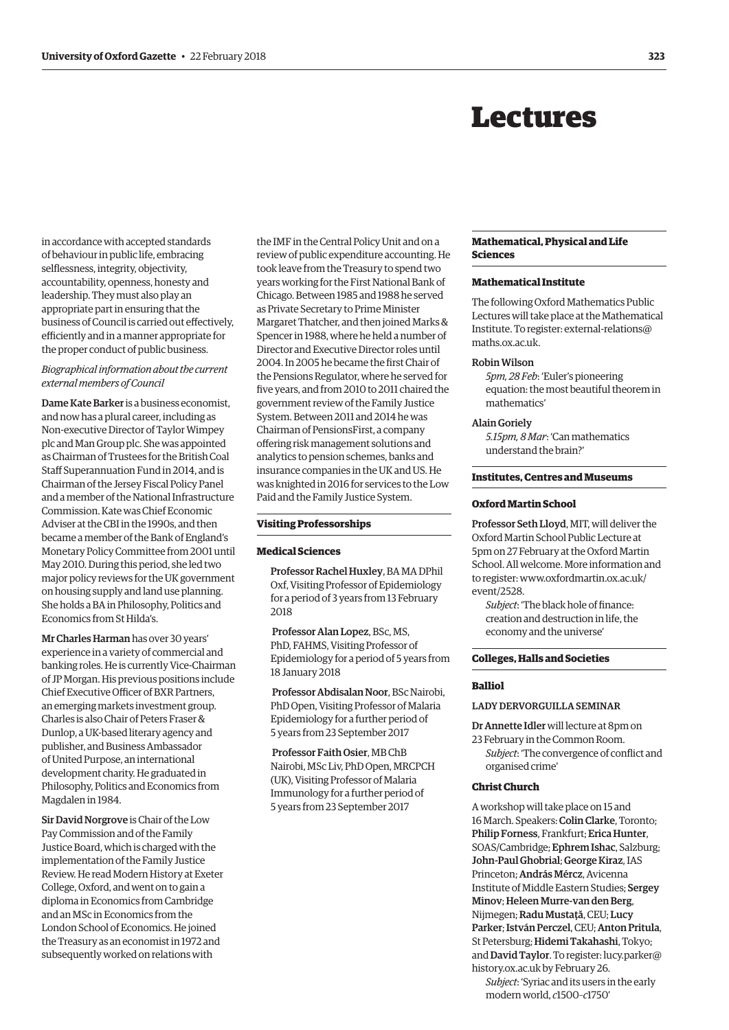# Lectures

in accordance with accepted standards of behaviour in public life, embracing selflessness, integrity, objectivity, accountability, openness, honesty and leadership. They must also play an appropriate part in ensuring that the business of Council is carried out effectively, efficiently and in a manner appropriate for the proper conduct of public business.

*Biographical information about the current external members of Council*

**Dame Kate Barker** is a business economist, and now has a plural career, including as Non-executive Director of Taylor Wimpey plc and Man Group plc. She was appointed as Chairman of Trustees for the British Coal Staff Superannuation Fund in 2014, and is Chairman of the Jersey Fiscal Policy Panel and a member of the National Infrastructure Commission. Kate was Chief Economic Adviser at the CBI in the 1990s, and then became a member of the Bank of England's Monetary Policy Committee from 2001 until May 2010. During this period, she led two major policy reviews for the UK government on housing supply and land use planning. She holds a BA in Philosophy, Politics and Economics from St Hilda's.

**Mr Charles Harman** has over 30 years' experience in a variety of commercial and banking roles. He is currently Vice-Chairman of JP Morgan. His previous positions include Chief Executive Officer of BXR Partners, an emerging markets investment group. Charles is also Chair of Peters Fraser & Dunlop, a UK-based literary agency and publisher, and Business Ambassador of United Purpose, an international development charity. He graduated in Philosophy, Politics and Economics from Magdalen in 1984.

**Sir David Norgrove** is Chair of the Low Pay Commission and of the Family Justice Board, which is charged with the implementation of the Family Justice Review. He read Modern History at Exeter College, Oxford, and went on to gain a diploma in Economics from Cambridge and an MSc in Economics from the London School of Economics. He joined the Treasury as an economist in 1972 and subsequently worked on relations with the IMF in the Central Policy Unit and on a review of public expenditure accounting. He took leave from the Treasury to spend two years working for the First National Bank of Chicago. Between 1985 and 1988 he served as Private Secretary to Prime Minister Margaret Thatcher, and then joined Marks & Spencer in 1988, where he held a number of Director and Executive Director roles until 2004. In 2005 he became the first Chair of the Pensions Regulator, where he served for five years, and from 2010 to 2011 chaired the government review of the Family Justice System. Between 2011 and 2014 he was Chairman of PensionsFirst, a company offering risk management solutions and analytics to pension schemes, banks and insurance companies in the UK and US. He was knighted in 2016 for services to the Low Paid and the Family Justice System.

## Visiting Professorships

### Medical Sciences

**Professor Rachel Huxley**, BA MA DPhil Oxf, Visiting Professor of Epidemiology for a period of 3 years from 13 February 2018

**Professor Alan Lopez**, BSc, MS, PhD, FAHMS, Visiting Professor of Epidemiology for a period of 5 years from 18 January 2018

**Professor Abdisalan Noor**, BSc Nairobi, PhD Open, Visiting Professor of Malaria Epidemiology for a further period of 5 years from 23 September 2017

**Professor Faith Osier**, MB ChB Nairobi, MSc Liv, PhD Open, MRCPCH (UK), Visiting Professor of Malaria Immunology for a further period of 5 years from 23 September 2017

## Mathematical, Physical and Life Sciences

### Mathematical Institute

The following Oxford Mathematics Public Lectures will take place at the Mathematical Institute. To register: external-relations@maths.ox.ac.uk.

Robin Wilson
*5pm, 28 Feb*: 'Euler's pioneering equation: the most beautiful theorem in mathematics'

Alain Goriely
*5.15pm, 8 Mar*: 'Can mathematics understand the brain?'

## Institutes, Centres and Museums

### Oxford Martin School

**Professor Seth Lloyd**, MIT, will deliver the Oxford Martin School Public Lecture at 5pm on 27 February at the Oxford Martin School. All welcome. More information and to register: www.oxfordmartin.ox.ac.uk/event/2528.

*Subject*: 'The black hole of finance: creation and destruction in life, the economy and the universe'

## Colleges, Halls and Societies

### Balliol

LADY DERVORGUILLA SEMINAR

**Dr Annette Idler** will lecture at 8pm on 23 February in the Common Room.

*Subject*: 'The convergence of conflict and organised crime'

### Christ Church

A workshop will take place on 15 and 16 March. Speakers: **Colin Clarke**, Toronto; **Philip Forness**, Frankfurt; **Erica Hunter**, SOAS/Cambridge; **Ephrem Ishac**, Salzburg; **John-Paul Ghobrial**; **George Kiraz**, IAS Princeton; **András Mércz**, Avicenna Institute of Middle Eastern Studies; **Sergey Minov**; **Heleen Murre-van den Berg**, Nijmegen; **Radu Mustață**, CEU; **Lucy Parker**; **István Perczel**, CEU; **Anton Pritula**, St Petersburg; **Hidemi Takahashi**, Tokyo; and **David Taylor**. To register: lucy.parker@history.ox.ac.uk by February 26.

*Subject*: 'Syriac and its users in the early modern world, *c*1500–*c*1750'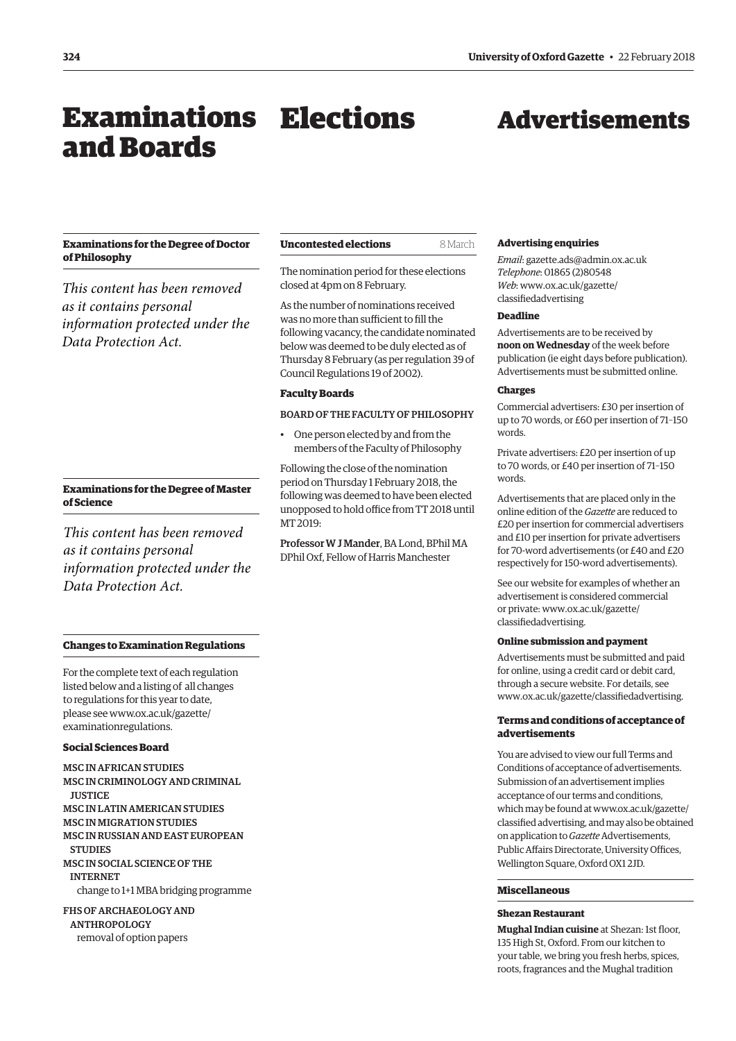# Examinations and Boards

### Examinations for the Degree of Doctor of Philosophy

*This content has been removed as it contains personal information protected under the Data Protection Act.*

### Examinations for the Degree of Master of Science

*This content has been removed as it contains personal information protected under the Data Protection Act.*

### Changes to Examination Regulations

For the complete text of each regulation listed below and a listing of all changes to regulations for this year to date, please see www.ox.ac.uk/gazette/examinationregulations.

#### Social Sciences Board

MSC IN AFRICAN STUDIES
MSC IN CRIMINOLOGY AND CRIMINAL JUSTICE
MSC IN LATIN AMERICAN STUDIES
MSC IN MIGRATION STUDIES
MSC IN RUSSIAN AND EAST EUROPEAN STUDIES
MSC IN SOCIAL SCIENCE OF THE INTERNET
change to 1+1 MBA bridging programme

FHS OF ARCHAEOLOGY AND ANTHROPOLOGY
removal of option papers

# Elections

### Uncontested elections 8 March

The nomination period for these elections closed at 4pm on 8 February.

As the number of nominations received was no more than sufficient to fill the following vacancy, the candidate nominated below was deemed to be duly elected as of Thursday 8 February (as per regulation 39 of Council Regulations 19 of 2002).

#### Faculty Boards

BOARD OF THE FACULTY OF PHILOSOPHY

- One person elected by and from the members of the Faculty of Philosophy

Following the close of the nomination period on Thursday 1 February 2018, the following was deemed to have been elected unopposed to hold office from TT 2018 until MT 2019:

**Professor W J Mander**, BA Lond, BPhil MA DPhil Oxf, Fellow of Harris Manchester

# Advertisements

#### Advertising enquiries

*Email*: gazette.ads@admin.ox.ac.uk
*Telephone*: 01865 (2)80548
*Web*: www.ox.ac.uk/gazette/classifiedadvertising

#### Deadline

Advertisements are to be received by **noon on Wednesday** of the week before publication (ie eight days before publication). Advertisements must be submitted online.

#### Charges

Commercial advertisers: £30 per insertion of up to 70 words, or £60 per insertion of 71–150 words.

Private advertisers: £20 per insertion of up to 70 words, or £40 per insertion of 71–150 words.

Advertisements that are placed only in the online edition of the *Gazette* are reduced to £20 per insertion for commercial advertisers and £10 per insertion for private advertisers for 70-word advertisements (or £40 and £20 respectively for 150-word advertisements).

See our website for examples of whether an advertisement is considered commercial or private: www.ox.ac.uk/gazette/classifiedadvertising.

#### Online submission and payment

Advertisements must be submitted and paid for online, using a credit card or debit card, through a secure website. For details, see www.ox.ac.uk/gazette/classifiedadvertising.

#### Terms and conditions of acceptance of advertisements

You are advised to view our full Terms and Conditions of acceptance of advertisements. Submission of an advertisement implies acceptance of our terms and conditions, which may be found at www.ox.ac.uk/gazette/classified advertising, and may also be obtained on application to *Gazette* Advertisements, Public Affairs Directorate, University Offices, Wellington Square, Oxford OX1 2JD.

### Miscellaneous

#### Shezan Restaurant

**Mughal Indian cuisine** at Shezan: 1st floor, 135 High St, Oxford. From our kitchen to your table, we bring you fresh herbs, spices, roots, fragrances and the Mughal tradition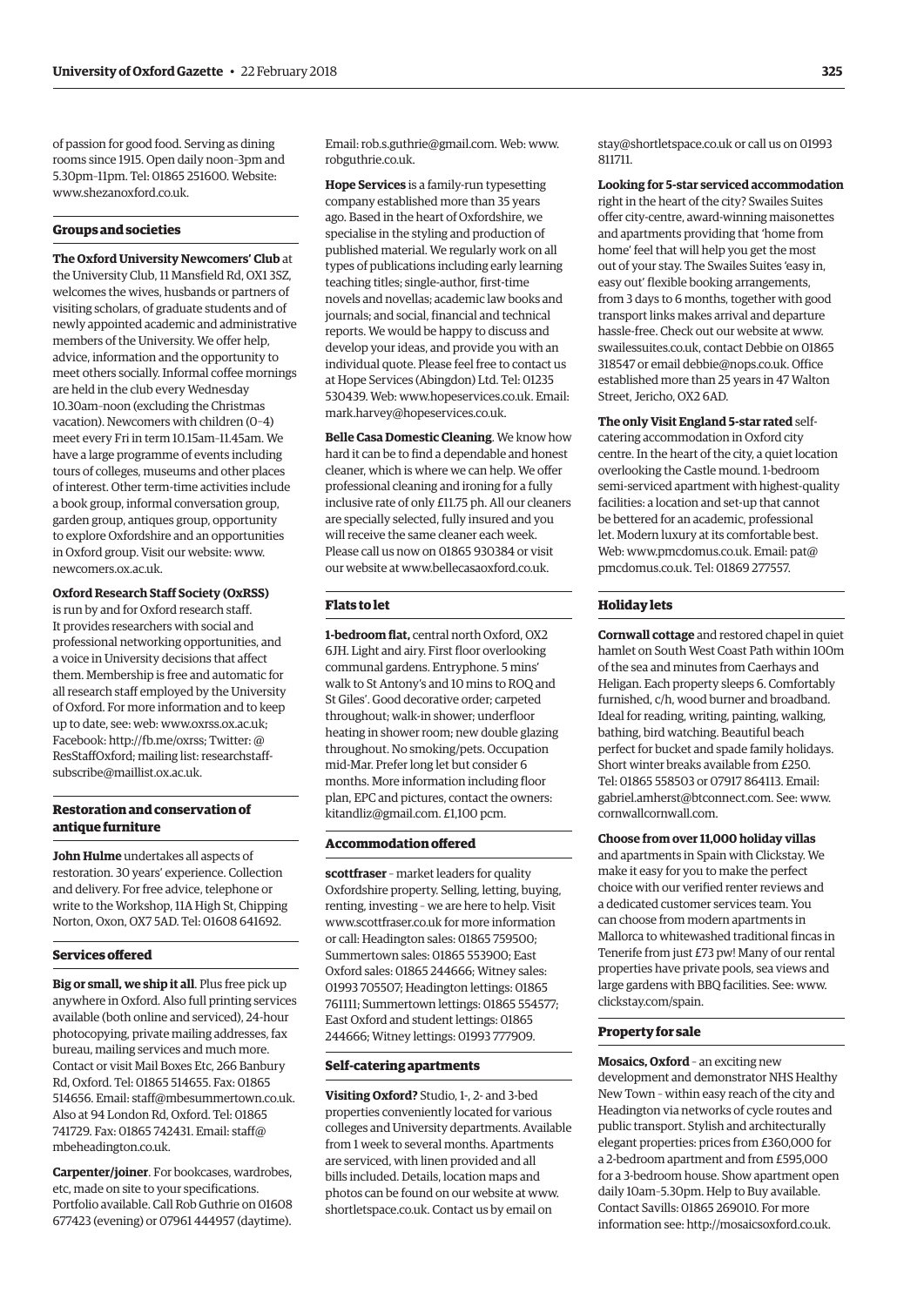of passion for good food. Serving as dining rooms since 1915. Open daily noon–3pm and 5.30pm–11pm. Tel: 01865 251600. Website: www.shezanoxford.co.uk.

## Groups and societies

**The Oxford University Newcomers' Club** at the University Club, 11 Mansfield Rd, OX1 3SZ, welcomes the wives, husbands or partners of visiting scholars, of graduate students and of newly appointed academic and administrative members of the University. We offer help, advice, information and the opportunity to meet others socially. Informal coffee mornings are held in the club every Wednesday 10.30am–noon (excluding the Christmas vacation). Newcomers with children (0–4) meet every Fri in term 10.15am–11.45am. We have a large programme of events including tours of colleges, museums and other places of interest. Other term-time activities include a book group, informal conversation group, garden group, antiques group, opportunity to explore Oxfordshire and an opportunities in Oxford group. Visit our website: www.newcomers.ox.ac.uk.

**Oxford Research Staff Society (OxRSS)** is run by and for Oxford research staff. It provides researchers with social and professional networking opportunities, and a voice in University decisions that affect them. Membership is free and automatic for all research staff employed by the University of Oxford. For more information and to keep up to date, see: web: www.oxrss.ox.ac.uk; Facebook: http://fb.me/oxrss; Twitter: @ResStaffOxford; mailing list: researchstaff-subscribe@maillist.ox.ac.uk.

## Restoration and conservation of antique furniture

**John Hulme** undertakes all aspects of restoration. 30 years' experience. Collection and delivery. For free advice, telephone or write to the Workshop, 11A High St, Chipping Norton, Oxon, OX7 5AD. Tel: 01608 641692.

## Services offered

**Big or small, we ship it all**. Plus free pick up anywhere in Oxford. Also full printing services available (both online and serviced), 24-hour photocopying, private mailing addresses, fax bureau, mailing services and much more. Contact or visit Mail Boxes Etc, 266 Banbury Rd, Oxford. Tel: 01865 514655. Fax: 01865 514656. Email: staff@mbesummertown.co.uk. Also at 94 London Rd, Oxford. Tel: 01865 741729. Fax: 01865 742431. Email: staff@mbeheadington.co.uk.

**Carpenter/joiner**. For bookcases, wardrobes, etc, made on site to your specifications. Portfolio available. Call Rob Guthrie on 01608 677423 (evening) or 07961 444957 (daytime). Email: rob.s.guthrie@gmail.com. Web: www.robguthrie.co.uk.

**Hope Services** is a family-run typesetting company established more than 35 years ago. Based in the heart of Oxfordshire, we specialise in the styling and production of published material. We regularly work on all types of publications including early learning teaching titles; single-author, first-time novels and novellas; academic law books and journals; and social, financial and technical reports. We would be happy to discuss and develop your ideas, and provide you with an individual quote. Please feel free to contact us at Hope Services (Abingdon) Ltd. Tel: 01235 530439. Web: www.hopeservices.co.uk. Email: mark.harvey@hopeservices.co.uk.

**Belle Casa Domestic Cleaning**. We know how hard it can be to find a dependable and honest cleaner, which is where we can help. We offer professional cleaning and ironing for a fully inclusive rate of only £11.75 ph. All our cleaners are specially selected, fully insured and you will receive the same cleaner each week. Please call us now on 01865 930384 or visit our website at www.bellecasaoxford.co.uk.

## Flats to let

**1-bedroom flat,** central north Oxford, OX2 6JH. Light and airy. First floor overlooking communal gardens. Entryphone. 5 mins' walk to St Antony's and 10 mins to ROQ and St Giles'. Good decorative order; carpeted throughout; walk-in shower; underfloor heating in shower room; new double glazing throughout. No smoking/pets. Occupation mid-Mar. Prefer long let but consider 6 months. More information including floor plan, EPC and pictures, contact the owners: kitandliz@gmail.com. £1,100 pcm.

## Accommodation offered

**scottfraser** – market leaders for quality Oxfordshire property. Selling, letting, buying, renting, investing – we are here to help. Visit www.scottfraser.co.uk for more information or call: Headington sales: 01865 759500; Summertown sales: 01865 553900; East Oxford sales: 01865 244666; Witney sales: 01993 705507; Headington lettings: 01865 761111; Summertown lettings: 01865 554577; East Oxford and student lettings: 01865 244666; Witney lettings: 01993 777909.

## Self-catering apartments

**Visiting Oxford?** Studio, 1-, 2- and 3-bed properties conveniently located for various colleges and University departments. Available from 1 week to several months. Apartments are serviced, with linen provided and all bills included. Details, location maps and photos can be found on our website at www.shortletspace.co.uk. Contact us by email on stay@shortletspace.co.uk or call us on 01993 811711.

**Looking for 5-star serviced accommodation** right in the heart of the city? Swailes Suites offer city-centre, award-winning maisonettes and apartments providing that 'home from home' feel that will help you get the most out of your stay. The Swailes Suites 'easy in, easy out' flexible booking arrangements, from 3 days to 6 months, together with good transport links makes arrival and departure hassle-free. Check out our website at www.swailessuites.co.uk, contact Debbie on 01865 318547 or email debbie@nops.co.uk. Office established more than 25 years in 47 Walton Street, Jericho, OX2 6AD.

**The only Visit England 5-star rated** self-catering accommodation in Oxford city centre. In the heart of the city, a quiet location overlooking the Castle mound. 1-bedroom semi-serviced apartment with highest-quality facilities: a location and set-up that cannot be bettered for an academic, professional let. Modern luxury at its comfortable best. Web: www.pmcdomus.co.uk. Email: pat@pmcdomus.co.uk. Tel: 01869 277557.

## Holiday lets

**Cornwall cottage** and restored chapel in quiet hamlet on South West Coast Path within 100m of the sea and minutes from Caerhays and Heligan. Each property sleeps 6. Comfortably furnished, c/h, wood burner and broadband. Ideal for reading, writing, painting, walking, bathing, bird watching. Beautiful beach perfect for bucket and spade family holidays. Short winter breaks available from £250. Tel: 01865 558503 or 07917 864113. Email: gabriel.amherst@btconnect.com. See: www.cornwallcornwall.com.

**Choose from over 11,000 holiday villas** and apartments in Spain with Clickstay. We make it easy for you to make the perfect choice with our verified renter reviews and a dedicated customer services team. You can choose from modern apartments in Mallorca to whitewashed traditional fincas in Tenerife from just £73 pw! Many of our rental properties have private pools, sea views and large gardens with BBQ facilities. See: www.clickstay.com/spain.

## Property for sale

**Mosaics, Oxford** – an exciting new development and demonstrator NHS Healthy New Town – within easy reach of the city and Headington via networks of cycle routes and public transport. Stylish and architecturally elegant properties: prices from £360,000 for a 2-bedroom apartment and from £595,000 for a 3-bedroom house. Show apartment open daily 10am–5.30pm. Help to Buy available. Contact Savills: 01865 269010. For more information see: http://mosaicsoxford.co.uk.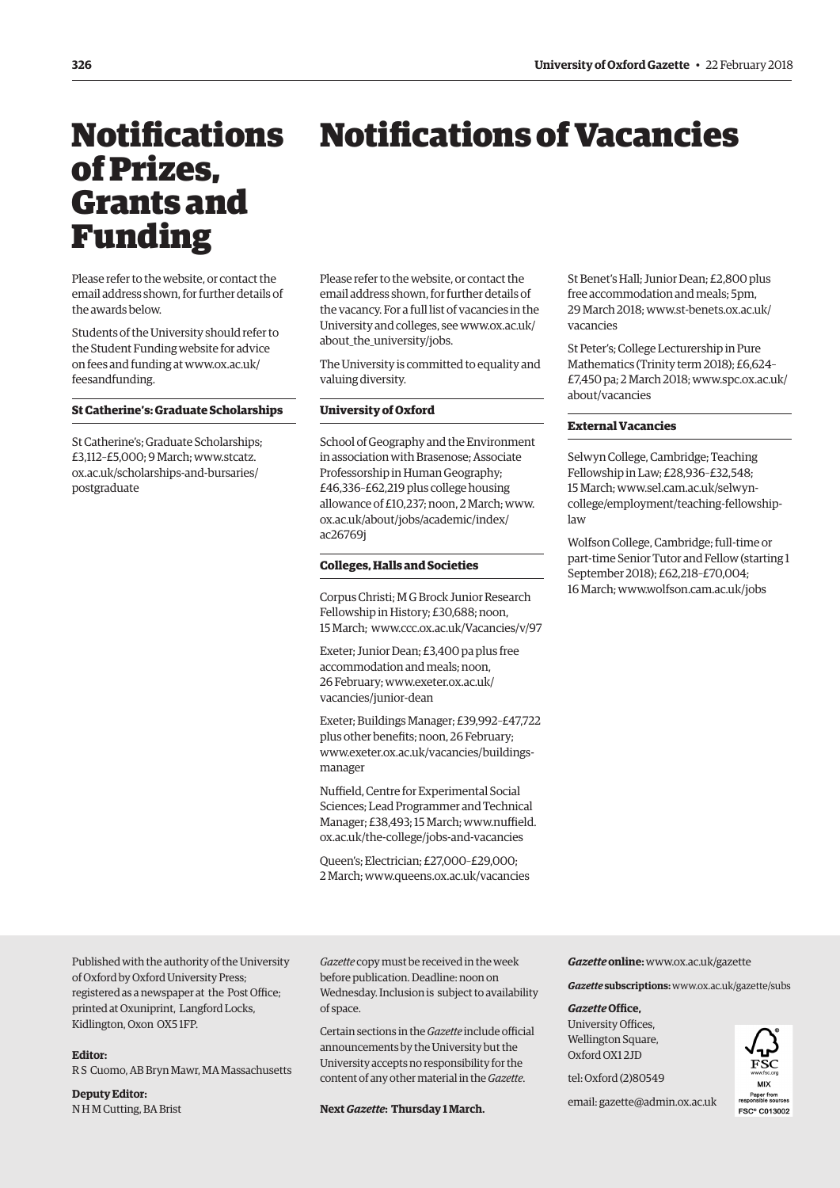# Notifications of Prizes, Grants and Funding

Please refer to the website, or contact the email address shown, for further details of the awards below.

Students of the University should refer to the Student Funding website for advice on fees and funding at www.ox.ac.uk/feesandfunding.

### St Catherine's: Graduate Scholarships

St Catherine's; Graduate Scholarships; £3,112–£5,000; 9 March; www.stcatz.ox.ac.uk/scholarships-and-bursaries/postgraduate

# Notifications of Vacancies

Please refer to the website, or contact the email address shown, for further details of the vacancy. For a full list of vacancies in the University and colleges, see www.ox.ac.uk/about_the_university/jobs.

The University is committed to equality and valuing diversity.

### University of Oxford

School of Geography and the Environment in association with Brasenose; Associate Professorship in Human Geography; £46,336–£62,219 plus college housing allowance of £10,237; noon, 2 March; www.ox.ac.uk/about/jobs/academic/index/ac26769j

### Colleges, Halls and Societies

Corpus Christi; M G Brock Junior Research Fellowship in History; £30,688; noon, 15 March; www.ccc.ox.ac.uk/Vacancies/v/97

Exeter; Junior Dean; £3,400 pa plus free accommodation and meals; noon, 26 February; www.exeter.ox.ac.uk/vacancies/junior-dean

Exeter; Buildings Manager; £39,992–£47,722 plus other benefits; noon, 26 February; www.exeter.ox.ac.uk/vacancies/buildings-manager

Nuffield, Centre for Experimental Social Sciences; Lead Programmer and Technical Manager; £38,493; 15 March; www.nuffield.ox.ac.uk/the-college/jobs-and-vacancies

Queen's; Electrician; £27,000–£29,000; 2 March; www.queens.ox.ac.uk/vacancies

St Benet's Hall; Junior Dean; £2,800 plus free accommodation and meals; 5pm, 29 March 2018; www.st-benets.ox.ac.uk/vacancies

St Peter's; College Lecturership in Pure Mathematics (Trinity term 2018); £6,624–£7,450 pa; 2 March 2018; www.spc.ox.ac.uk/about/vacancies

### External Vacancies

Selwyn College, Cambridge; Teaching Fellowship in Law; £28,936–£32,548; 15 March; www.sel.cam.ac.uk/selwyn-college/employment/teaching-fellowship-law

Wolfson College, Cambridge; full-time or part-time Senior Tutor and Fellow (starting 1 September 2018); £62,218–£70,004; 16 March; www.wolfson.cam.ac.uk/jobs

---

Published with the authority of the University of Oxford by Oxford University Press; registered as a newspaper at the Post Office; printed at Oxuniprint, Langford Locks, Kidlington, Oxon OX5 1FP.

**Editor:**
R S Cuomo, AB Bryn Mawr, MA Massachusetts

**Deputy Editor:**
N H M Cutting, BA Brist

*Gazette* copy must be received in the week before publication. Deadline: noon on Wednesday. Inclusion is subject to availability of space.

Certain sections in the *Gazette* include official announcements by the University but the University accepts no responsibility for the content of any other material in the *Gazette*.

**Next *Gazette*: Thursday 1 March.**

***Gazette* online:** www.ox.ac.uk/gazette

***Gazette* subscriptions:** www.ox.ac.uk/gazette/subs

***Gazette* Office,**
University Offices,
Wellington Square,
Oxford OX1 2JD

tel: Oxford (2)80549

email: gazette@admin.ox.ac.uk

FSC www.fsc.org MIX Paper from responsible sources FSC® C013002